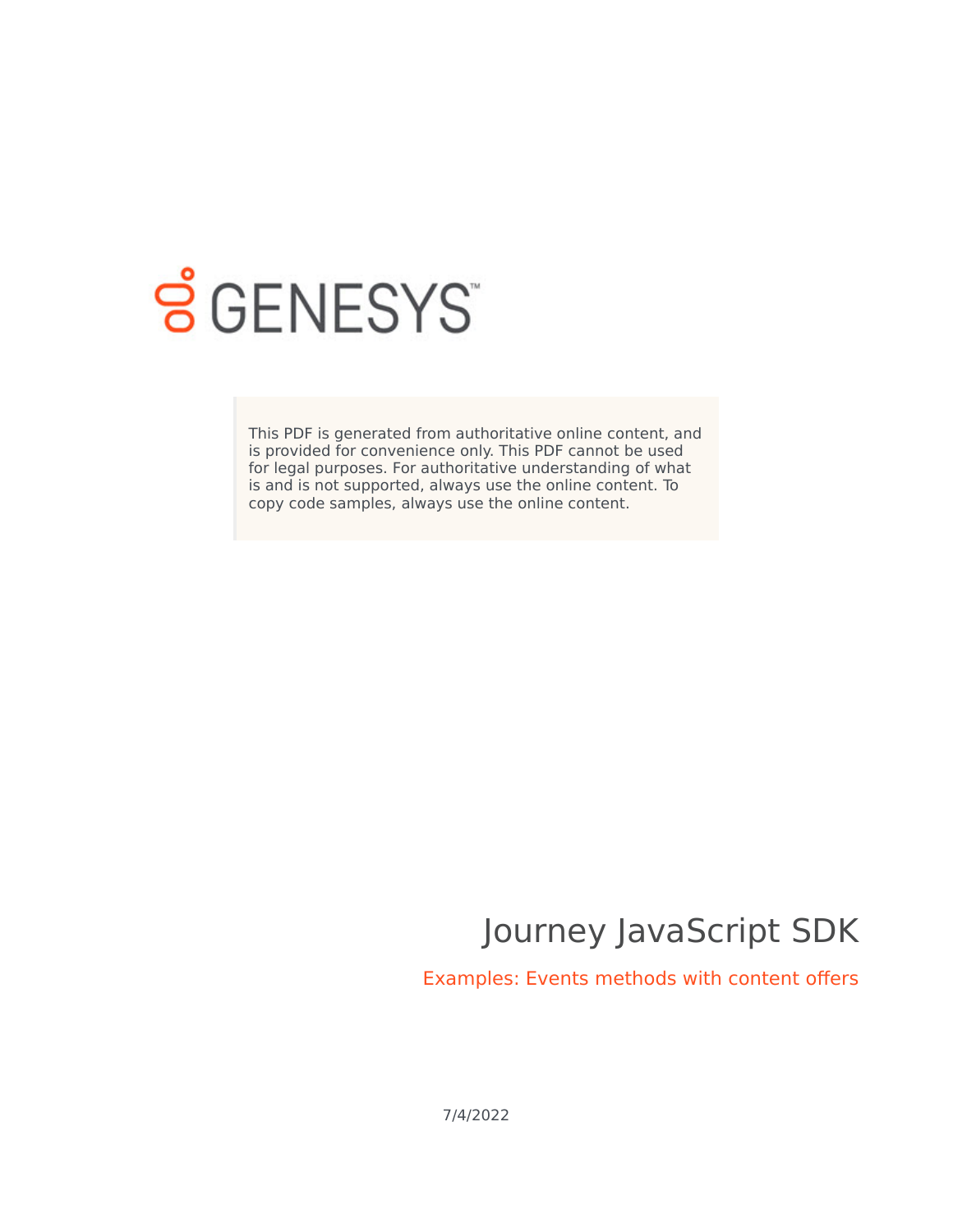GENESYS

This PDF is generated from authoritative online content, and is provided for convenience only. This PDF cannot be used for legal purposes. For authoritative understanding of what is and is not supported, always use the online content. To copy code samples, always use the online content.

# Journey JavaScript SDK

## Examples: Events methods with content offers

7/4/2022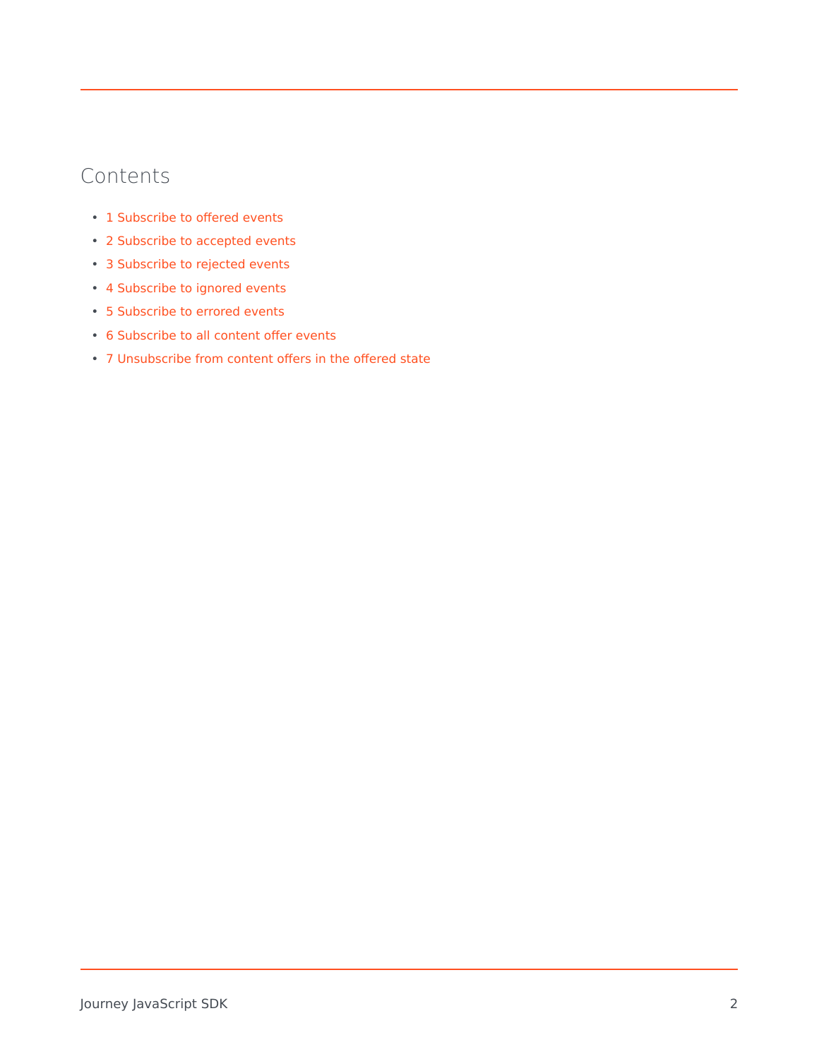## Contents

- 1 Subscribe to offered events
- 2 Subscribe to accepted events
- 3 Subscribe to rejected events
- 4 Subscribe to ignored events
- 5 Subscribe to errored events
- 6 Subscribe to all content offer events
- 7 Unsubscribe from content offers in the offered state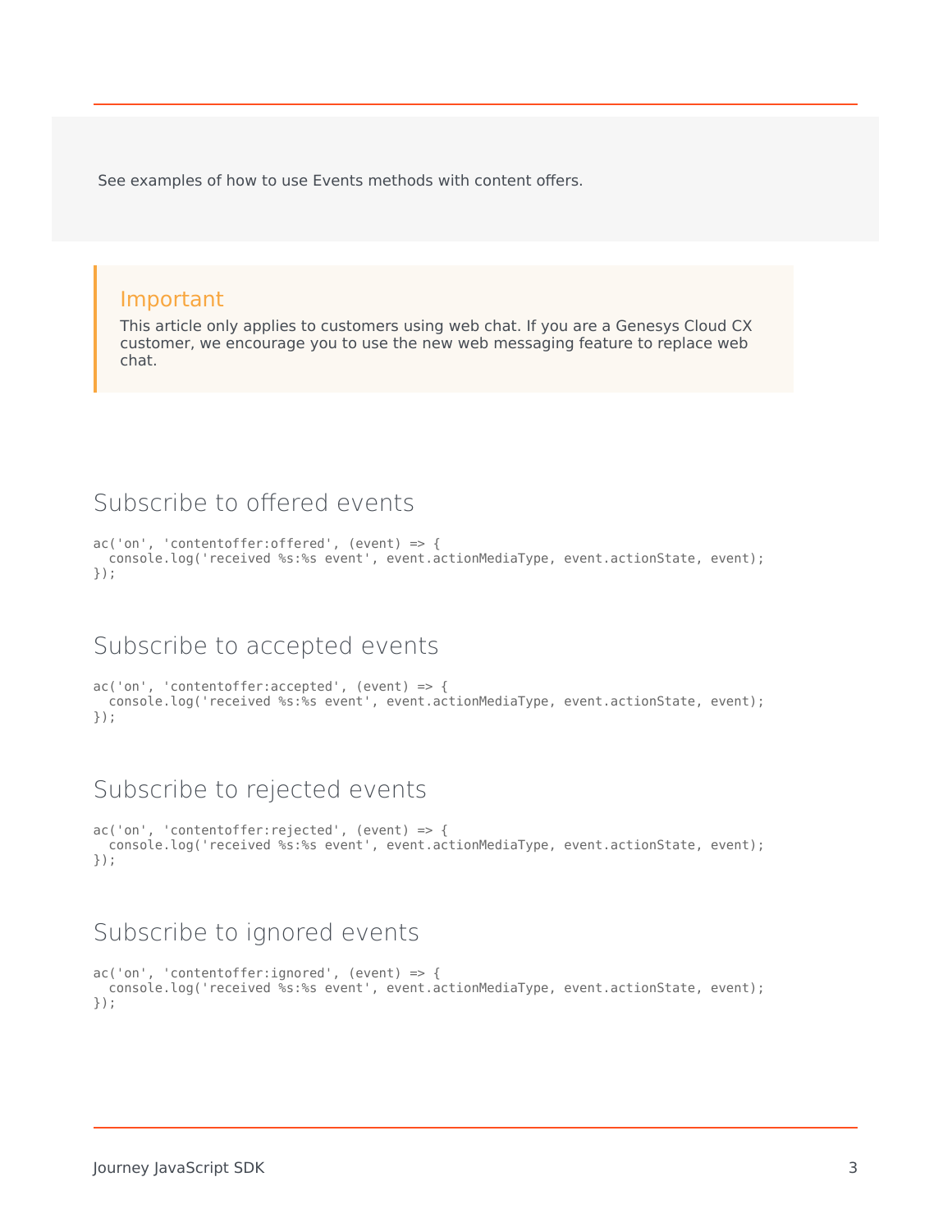See examples of how to use Events methods with content offers.

> **Important**
> This article only applies to customers using web chat. If you are a Genesys Cloud CX customer, we encourage you to use the new web messaging feature to replace web chat.

## Subscribe to offered events

```
ac('on', 'contentoffer:offered', (event) => {
  console.log('received %s:%s event', event.actionMediaType, event.actionState, event);
});
```

## Subscribe to accepted events

```
ac('on', 'contentoffer:accepted', (event) => {
  console.log('received %s:%s event', event.actionMediaType, event.actionState, event);
});
```

## Subscribe to rejected events

```
ac('on', 'contentoffer:rejected', (event) => {
  console.log('received %s:%s event', event.actionMediaType, event.actionState, event);
});
```

## Subscribe to ignored events

```
ac('on', 'contentoffer:ignored', (event) => {
  console.log('received %s:%s event', event.actionMediaType, event.actionState, event);
});
```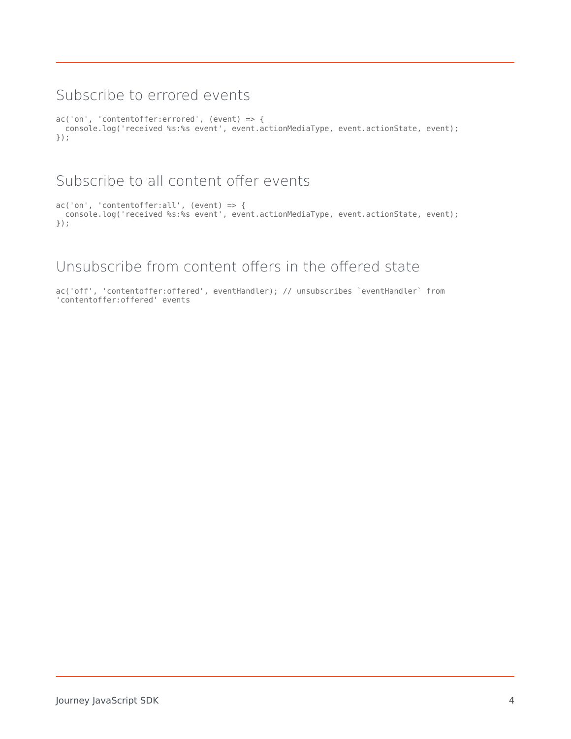## Subscribe to errored events

```
ac('on', 'contentoffer:errored', (event) => {
  console.log('received %s:%s event', event.actionMediaType, event.actionState, event);
});
```

## Subscribe to all content offer events

```
ac('on', 'contentoffer:all', (event) => {
  console.log('received %s:%s event', event.actionMediaType, event.actionState, event);
});
```

## Unsubscribe from content offers in the offered state

```
ac('off', 'contentoffer:offered', eventHandler); // unsubscribes `eventHandler` from
'contentoffer:offered' events
```